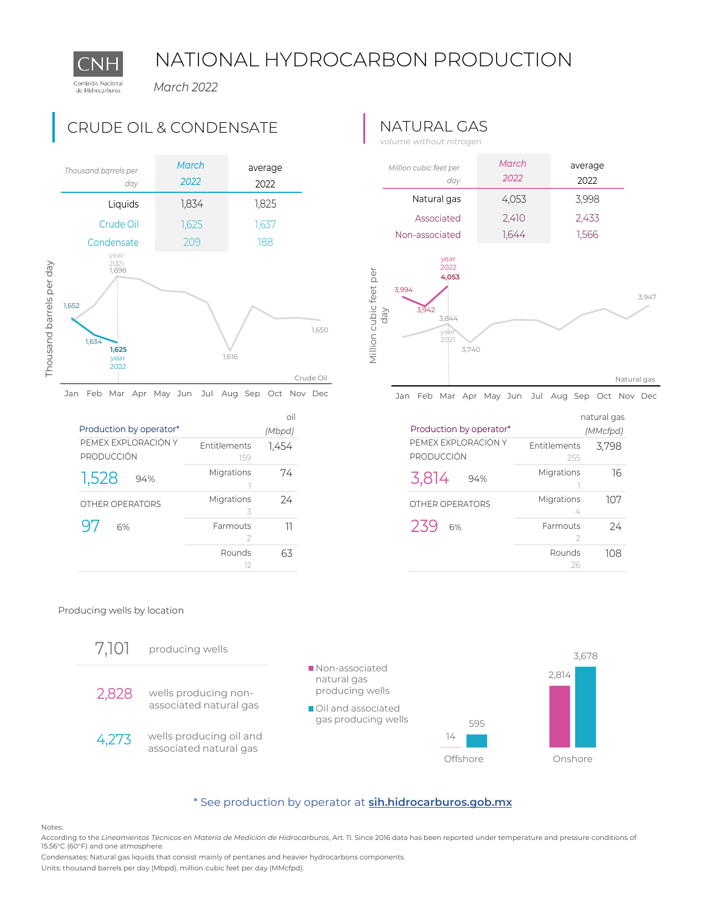CNH
Comisión Nacional de Hidrocarburos

# NATIONAL HYDROCARBON PRODUCTION

*March 2022*

## CRUDE OIL & CONDENSATE

| *Thousand barrels per day* | *March 2022* | average 2022 |
|---|---|---|
| Liquids | 1,834 | 1,825 |
| Crude Oil | 1,625 | 1,637 |
| Condensate | 209 | 188 |

Thousand barrels per day

Crude Oil — year 2021: Jan 1,652; Mar 1,698; Aug 1,616; Dec 1,650. Year 2022: Jan 1,652; Feb 1,634; Mar 1,625.

Jan Feb Mar Apr May Jun Jul Aug Sep Oct Nov Dec

## NATURAL GAS

*volume without nitrogen*

| *Million cubic feet per day* | *March 2022* | average 2022 |
|---|---|---|
| Natural gas | 4,053 | 3,998 |
| Associated | 2,410 | 2,433 |
| Non-associated | 1,644 | 1,566 |

Million cubic feet per day

Natural gas — year 2022: Jan 3,994; Feb 3,942; Mar 4,053. Year 2021: Mar 3,844; Apr 3,740; Dec 3,947.

Jan Feb Mar Apr May Jun Jul Aug Sep Oct Nov Dec

### Production by operator*

| | | oil (Mbpd) |
|---|---|---|
| PEMEX EXPLORACIÓN Y PRODUCCIÓN **1,528** 94% | Entitlements 159 | 1,454 |
| | Migrations 1 | 74 |
| OTHER OPERATORS **97** 6% | Migrations 3 | 24 |
| | Farmouts 2 | 11 |
| | Rounds 12 | 63 |

### Production by operator*

| | | natural gas (MMcfpd) |
|---|---|---|
| PEMEX EXPLORACIÓN Y PRODUCCIÓN **3,814** 94% | Entitlements 255 | 3,798 |
| | Migrations 1 | 16 |
| OTHER OPERATORS **239** 6% | Migrations 4 | 107 |
| | Farmouts 2 | 24 |
| | Rounds 26 | 108 |

### Producing wells by location

| | |
|---|---|
| 7,101 | producing wells |
| 2,828 | wells producing non-associated natural gas |
| 4,273 | wells producing oil and associated natural gas |

| | Non-associated natural gas producing wells | Oil and associated gas producing wells |
|---|---|---|
| Offshore | 14 | 595 |
| Onshore | 2,814 | 3,678 |

\* See production by operator at **sih.hidrocarburos.gob.mx**

Notes:
According to the *Lineamientos Técnicos en Materia de Medición de Hidrocarburos*, Art. 11. Since 2016 data has been reported under temperature and pressure conditions of 15.56°C (60°F) and one atmosphere.
Condensates: Natural gas liquids that consist mainly of pentanes and heavier hydrocarbons components.
Units: thousand barrels per day (Mbpd), million cubic feet per day (MMcfpd).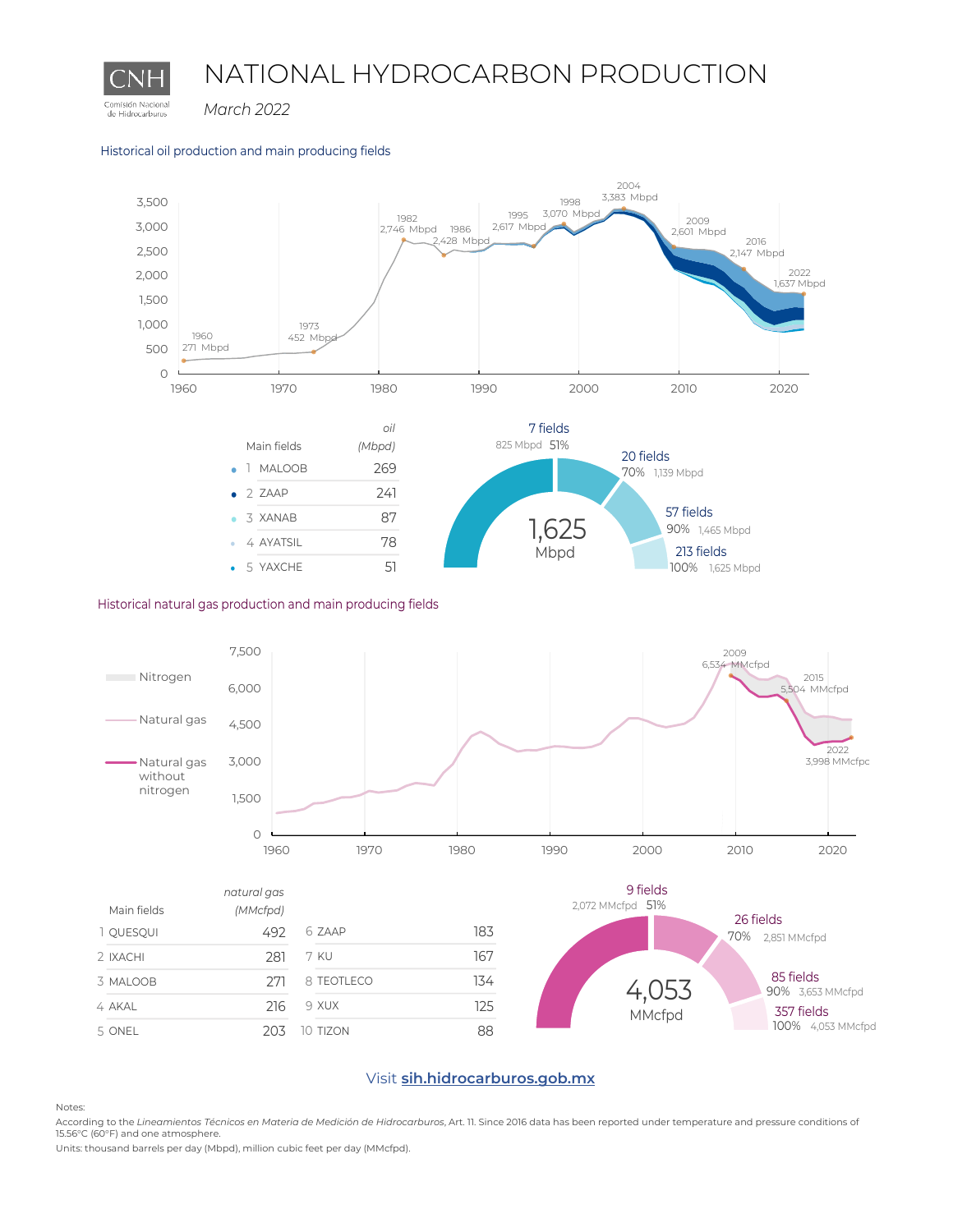# NATIONAL HYDROCARBON PRODUCTION

*March 2022*

## Historical oil production and main producing fields

3,500
3,000
2,500
2,000
1,500
1,000
500
0

1960 271 Mbpd
1973 452 Mbpd
1982 2,746 Mbpd
1986 2,428 Mbpd
1995 2,617 Mbpd
1998 3,070 Mbpd
2004 3,383 Mbpd
2009 2,601 Mbpd
2016 2,147 Mbpd
2022 1,637 Mbpd

1960 1970 1980 1990 2000 2010 2020

| Main fields | oil (Mbpd) |
|---|---|
| 1 MALOOB | 269 |
| 2 ZAAP | 241 |
| 3 XANAB | 87 |
| 4 AYATSIL | 78 |
| 5 YAXCHE | 51 |

7 fields — 825 Mbpd 51%
20 fields — 70% 1,139 Mbpd
57 fields — 90% 1,465 Mbpd
213 fields — 100% 1,625 Mbpd

1,625 Mbpd

## Historical natural gas production and main producing fields

Nitrogen
Natural gas
Natural gas without nitrogen

7,500
6,000
4,500
3,000
1,500
0

2009 6,534 MMcfpd
2015 5,504 MMcfpd
2022 3,998 MMcfpc

1960 1970 1980 1990 2000 2010 2020

| Main fields | natural gas (MMcfpd) | | |
|---|---|---|---|
| 1 QUESQUI | 492 | 6 ZAAP | 183 |
| 2 IXACHI | 281 | 7 KU | 167 |
| 3 MALOOB | 271 | 8 TEOTLECO | 134 |
| 4 AKAL | 216 | 9 XUX | 125 |
| 5 ONEL | 203 | 10 TIZON | 88 |

9 fields — 2,072 MMcfpd 51%
26 fields — 70% 2,851 MMcfpd
85 fields — 90% 3,653 MMcfpd
357 fields — 100% 4,053 MMcfpd

4,053 MMcfpd

Visit **sih.hidrocarburos.gob.mx**

Notes:

According to the *Lineamientos Técnicos en Materia de Medición de Hidrocarburos*, Art. 11. Since 2016 data has been reported under temperature and pressure conditions of 15.56°C (60°F) and one atmosphere.

Units: thousand barrels per day (Mbpd), million cubic feet per day (MMcfpd).